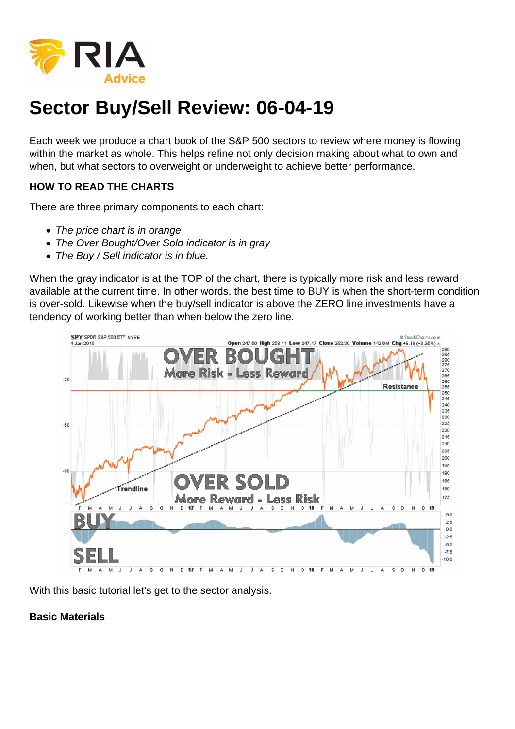# Sector Buy/Sell Review: 06-04-19

Each week we produce a chart book of the S&P 500 sectors to review where money is flowing within the market as whole. This helps refine not only decision making about what to own and when, but what sectors to overweight or underweight to achieve better performance.

**HOW TO READ THE CHARTS**

There are three primary components to each chart:

- *The price chart is in orange*
- *The Over Bought/Over Sold indicator is in gray*
- *The Buy / Sell indicator is in blue.*

When the gray indicator is at the TOP of the chart, there is typically more risk and less reward available at the current time. In other words, the best time to BUY is when the short-term condition is over-sold. Likewise when the buy/sell indicator is above the ZERO line investments have a tendency of working better than when below the zero line.

With this basic tutorial let's get to the sector analysis.

**Basic Materials**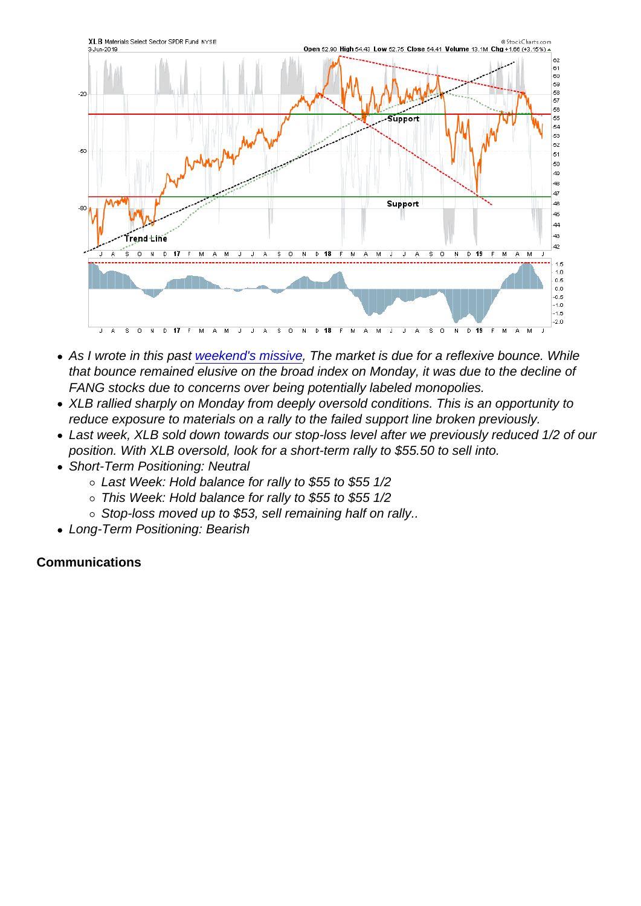- *As I wrote in this past [weekend's missive](), The market is due for a reflexive bounce. While that bounce remained elusive on the broad index on Monday, it was due to the decline of FANG stocks due to concerns over being potentially labeled monopolies.*
- *XLB rallied sharply on Monday from deeply oversold conditions. This is an opportunity to reduce exposure to materials on a rally to the failed support line broken previously.*
- *Last week, XLB sold down towards our stop-loss level after we previously reduced 1/2 of our position. With XLB oversold, look for a short-term rally to $55.50 to sell into.*
- *Short-Term Positioning: Neutral*
  - *Last Week: Hold balance for rally to $55 to $55 1/2*
  - *This Week: Hold balance for rally to $55 to $55 1/2*
  - *Stop-loss moved up to $53, sell remaining half on rally..*
- *Long-Term Positioning: Bearish*

**Communications**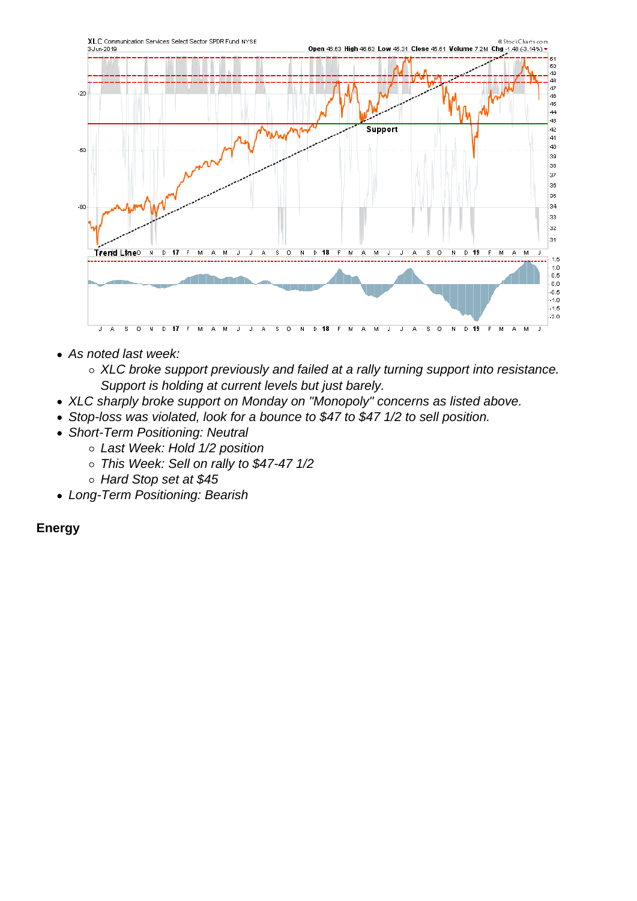- As noted last week:
  - XLC broke support previously and failed at a rally turning support into resistance. Support is holding at current levels but just barely.
- XLC sharply broke support on Monday on "Monopoly" concerns as listed above.
- Stop-loss was violated, look for a bounce to $47 to $47 1/2 to sell position.
- Short-Term Positioning: Neutral
  - Last Week: Hold 1/2 position
  - This Week: Sell on rally to $47-47 1/2
  - Hard Stop set at $45
- Long-Term Positioning: Bearish

**Energy**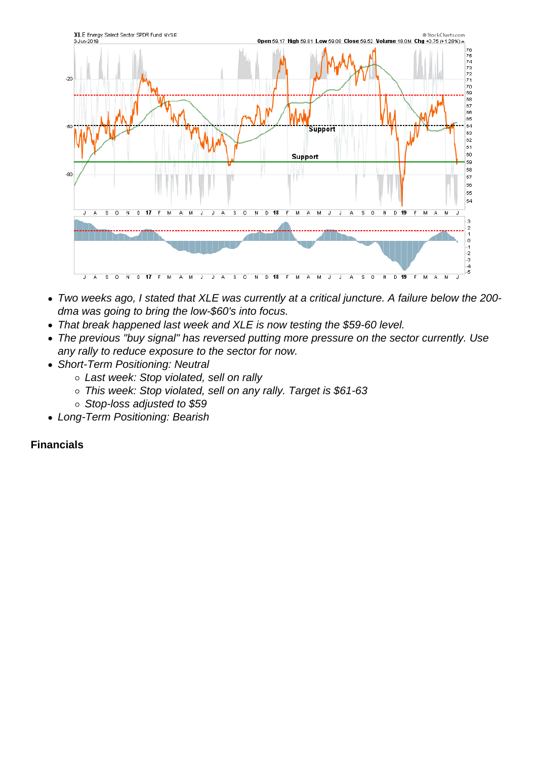- *Two weeks ago, I stated that XLE was currently at a critical juncture. A failure below the 200-dma was going to bring the low-$60's into focus.*
- *That break happened last week and XLE is now testing the $59-60 level.*
- *The previous "buy signal" has reversed putting more pressure on the sector currently. Use any rally to reduce exposure to the sector for now.*
- *Short-Term Positioning: Neutral*
  - *Last week: Stop violated, sell on rally*
  - *This week: Stop violated, sell on any rally. Target is $61-63*
  - *Stop-loss adjusted to $59*
- *Long-Term Positioning: Bearish*

**Financials**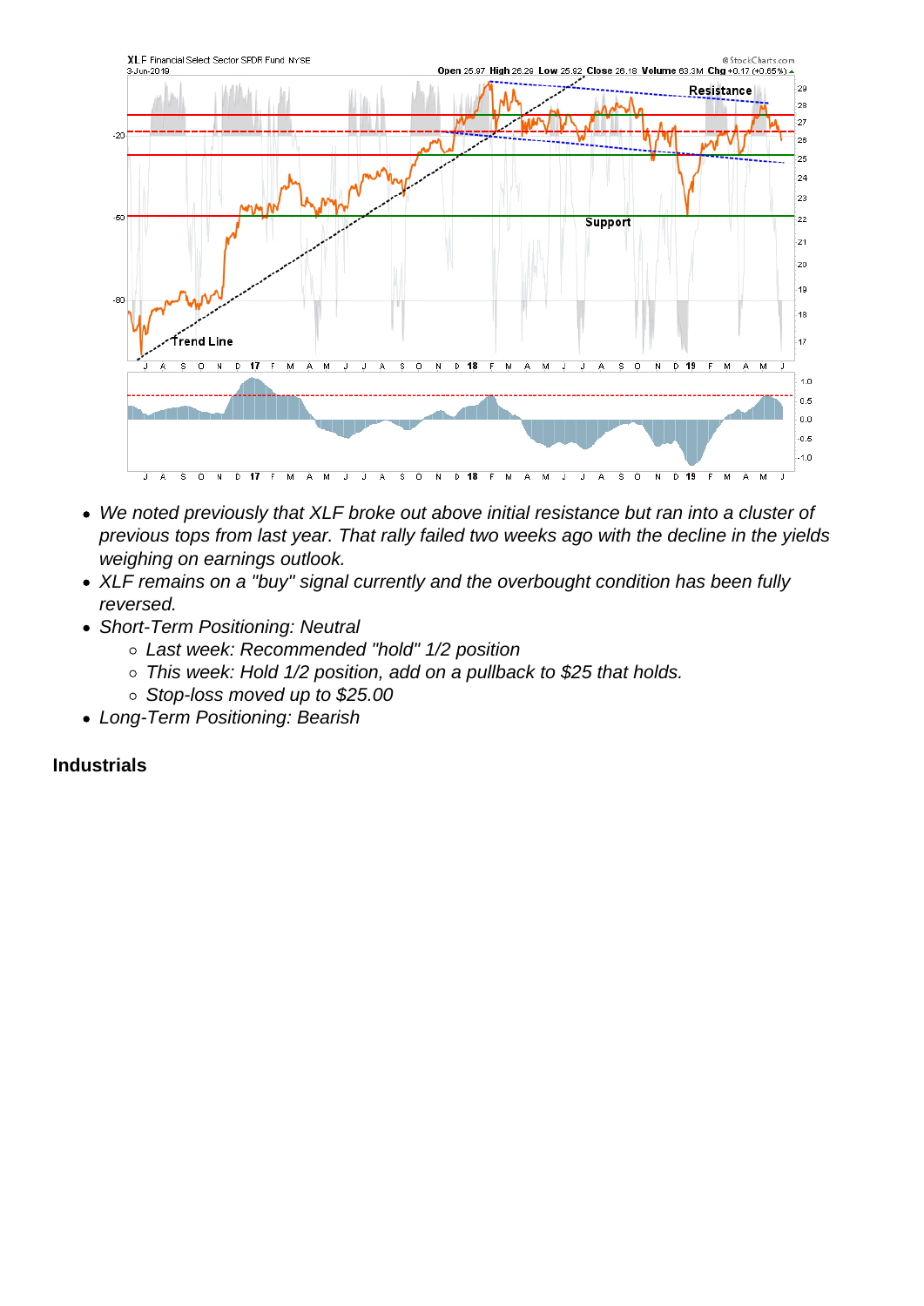- *We noted previously that XLF broke out above initial resistance but ran into a cluster of previous tops from last year. That rally failed two weeks ago with the decline in the yields weighing on earnings outlook.*
- *XLF remains on a "buy" signal currently and the overbought condition has been fully reversed.*
- *Short-Term Positioning: Neutral*
  - *Last week: Recommended "hold" 1/2 position*
  - *This week: Hold 1/2 position, add on a pullback to $25 that holds.*
  - *Stop-loss moved up to $25.00*
- *Long-Term Positioning: Bearish*

**Industrials**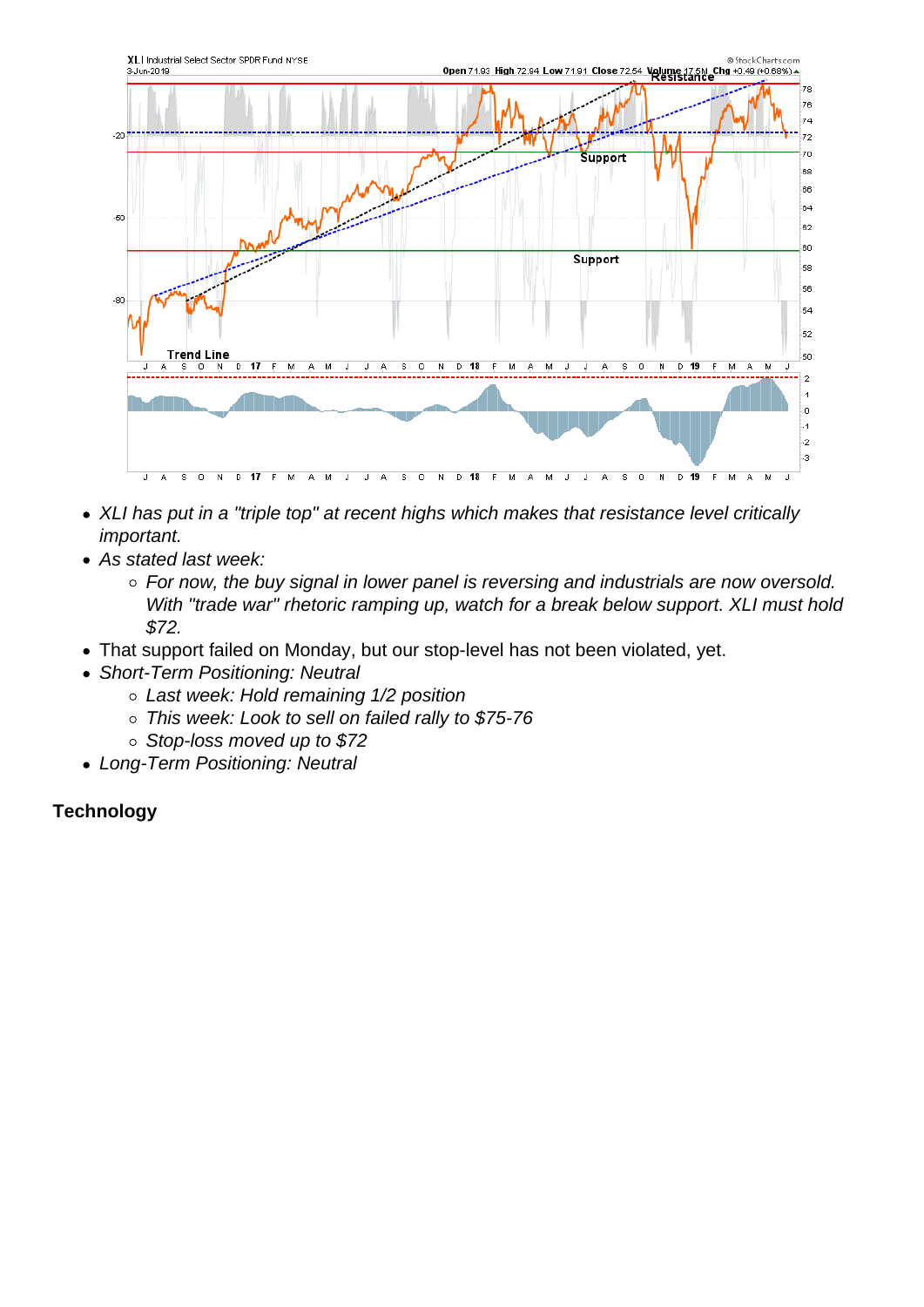- *XLI has put in a "triple top" at recent highs which makes that resistance level critically important.*
- *As stated last week:*
  - *For now, the buy signal in lower panel is reversing and industrials are now oversold. With "trade war" rhetoric ramping up, watch for a break below support. XLI must hold $72.*
- That support failed on Monday, but our stop-level has not been violated, yet.
- *Short-Term Positioning: Neutral*
  - *Last week: Hold remaining 1/2 position*
  - *This week: Look to sell on failed rally to $75-76*
  - *Stop-loss moved up to $72*
- *Long-Term Positioning: Neutral*

**Technology**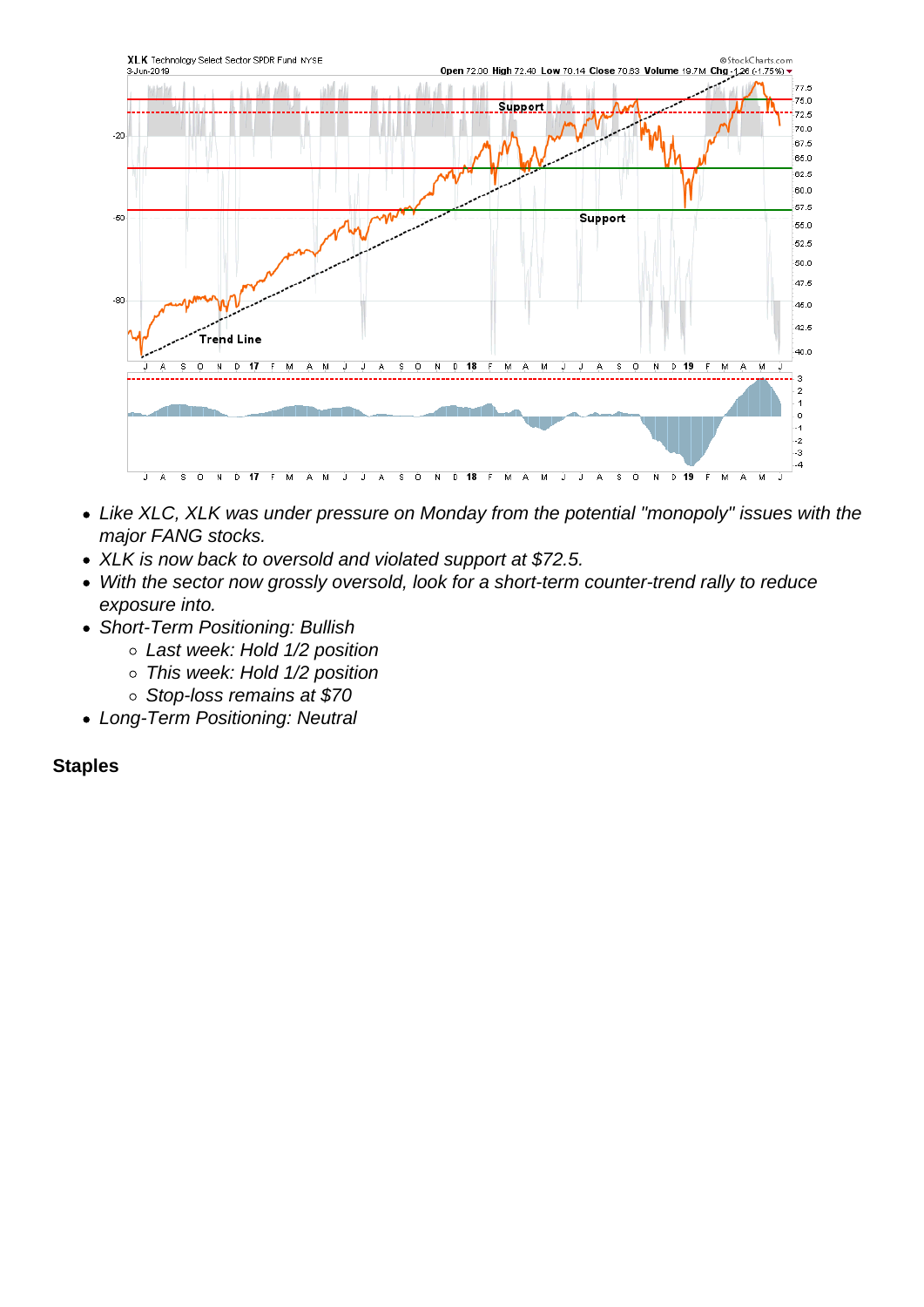- *Like XLC, XLK was under pressure on Monday from the potential "monopoly" issues with the major FANG stocks.*
- *XLK is now back to oversold and violated support at $72.5.*
- *With the sector now grossly oversold, look for a short-term counter-trend rally to reduce exposure into.*
- *Short-Term Positioning: Bullish*
    - *Last week: Hold 1/2 position*
    - *This week: Hold 1/2 position*
    - *Stop-loss remains at $70*
- *Long-Term Positioning: Neutral*

**Staples**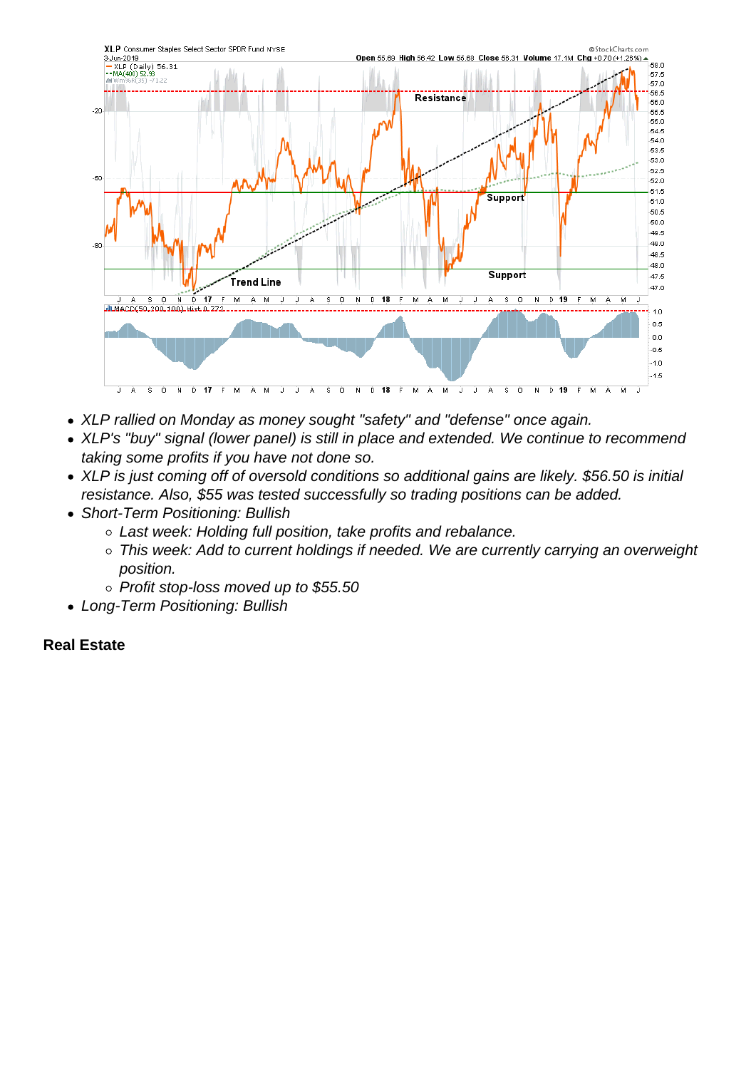- XLP rallied on Monday as money sought "safety" and "defense" once again.
- XLP's "buy" signal (lower panel) is still in place and extended. We continue to recommend taking some profits if you have not done so.
- XLP is just coming off of oversold conditions so additional gains are likely. $56.50 is initial resistance. Also, $55 was tested successfully so trading positions can be added.
- Short-Term Positioning: Bullish
  - Last week: Holding full position, take profits and rebalance.
  - This week: Add to current holdings if needed. We are currently carrying an overweight position.
  - Profit stop-loss moved up to $55.50
- Long-Term Positioning: Bullish

**Real Estate**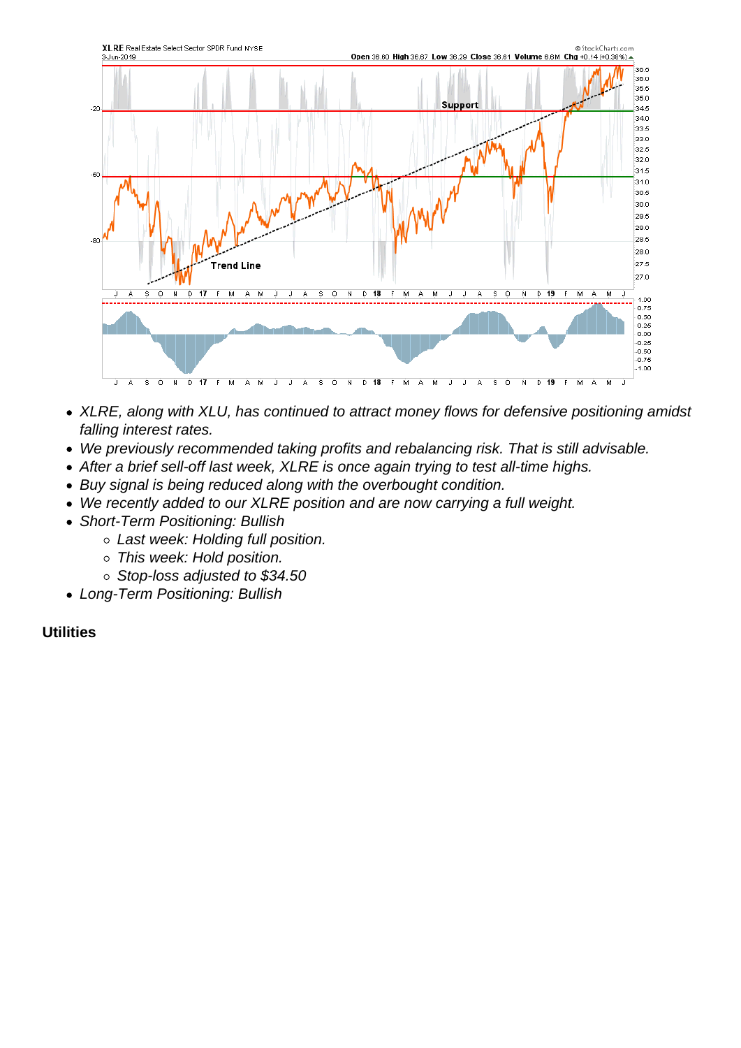- *XLRE, along with XLU, has continued to attract money flows for defensive positioning amidst falling interest rates.*
- *We previously recommended taking profits and rebalancing risk. That is still advisable.*
- *After a brief sell-off last week, XLRE is once again trying to test all-time highs.*
- *Buy signal is being reduced along with the overbought condition.*
- *We recently added to our XLRE position and are now carrying a full weight.*
- *Short-Term Positioning: Bullish*
    - *Last week: Holding full position.*
    - *This week: Hold position.*
    - *Stop-loss adjusted to $34.50*
- *Long-Term Positioning: Bullish*

**Utilities**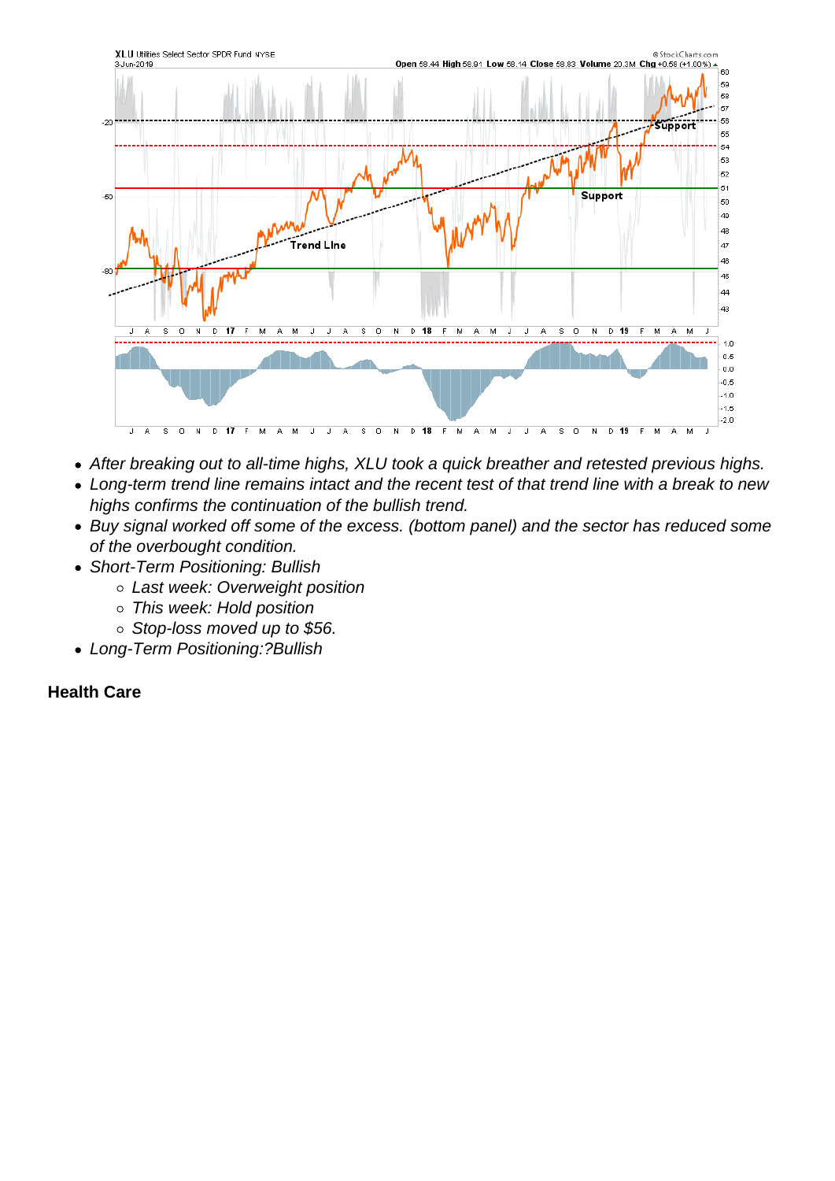- *After breaking out to all-time highs, XLU took a quick breather and retested previous highs.*
- *Long-term trend line remains intact and the recent test of that trend line with a break to new highs confirms the continuation of the bullish trend.*
- *Buy signal worked off some of the excess. (bottom panel) and the sector has reduced some of the overbought condition.*
- *Short-Term Positioning: Bullish*
  - *Last week: Overweight position*
  - *This week: Hold position*
  - *Stop-loss moved up to $56.*
- *Long-Term Positioning:?Bullish*

**Health Care**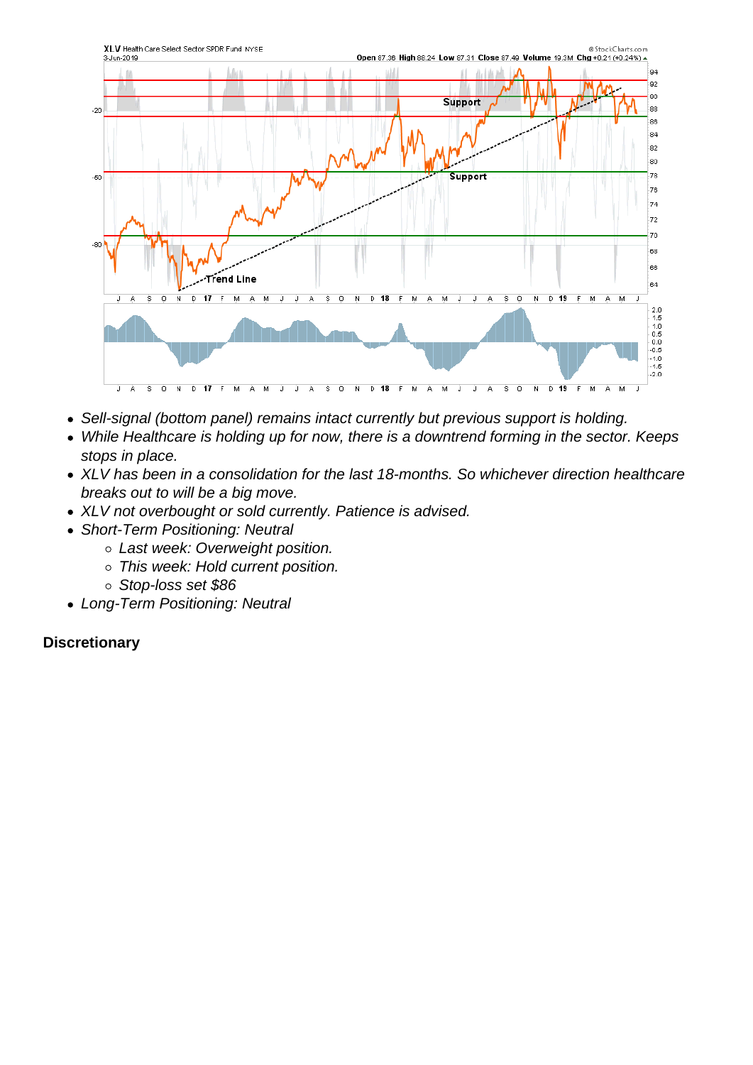- *Sell-signal (bottom panel) remains intact currently but previous support is holding.*
- *While Healthcare is holding up for now, there is a downtrend forming in the sector. Keeps stops in place.*
- *XLV has been in a consolidation for the last 18-months. So whichever direction healthcare breaks out to will be a big move.*
- *XLV not overbought or sold currently. Patience is advised.*
- *Short-Term Positioning: Neutral*
    - *Last week: Overweight position.*
    - *This week: Hold current position.*
    - *Stop-loss set $86*
- *Long-Term Positioning: Neutral*

**Discretionary**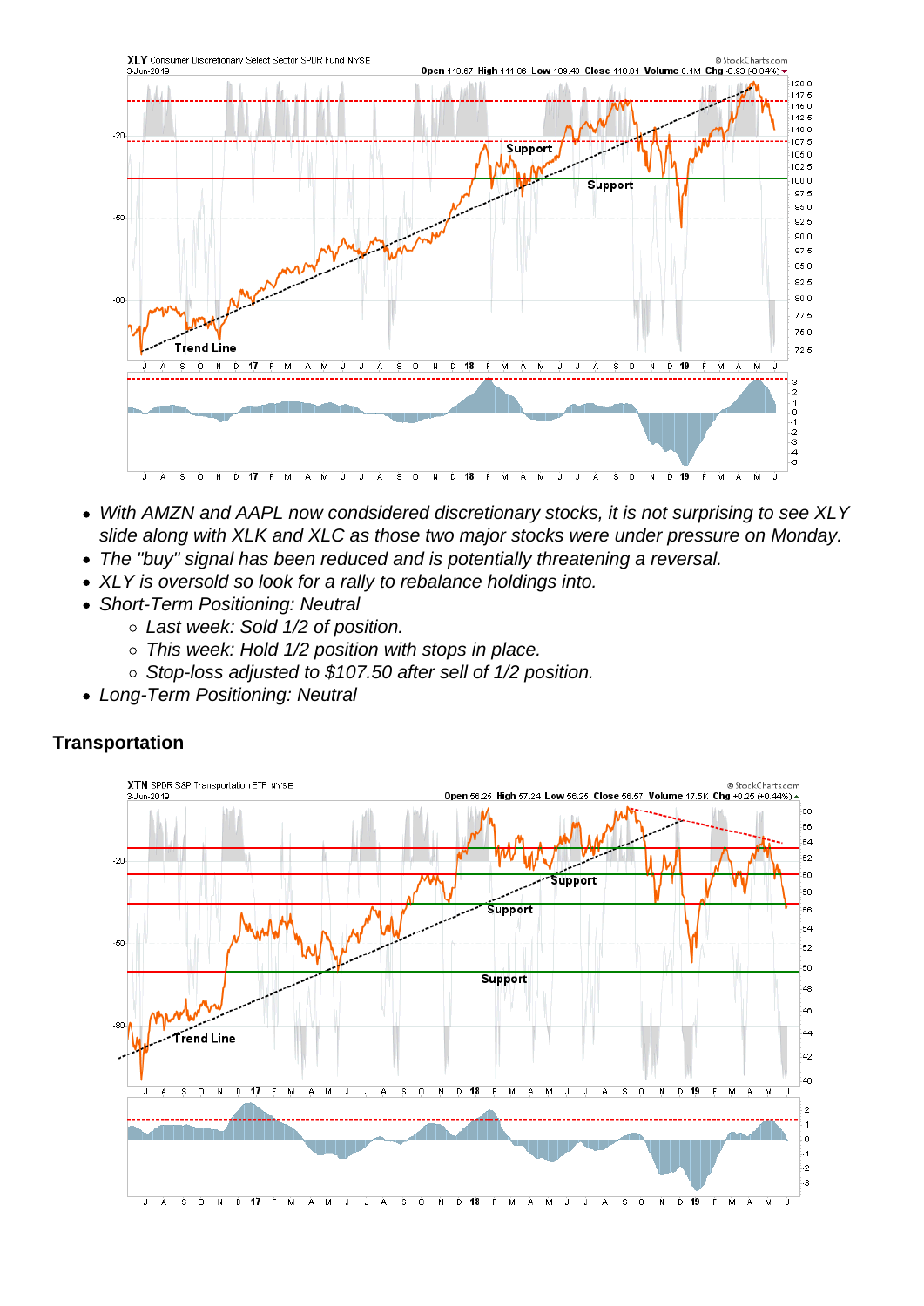- *With AMZN and AAPL now condsidered discretionary stocks, it is not surprising to see XLY slide along with XLK and XLC as those two major stocks were under pressure on Monday.*
- *The "buy" signal has been reduced and is potentially threatening a reversal.*
- *XLY is oversold so look for a rally to rebalance holdings into.*
- *Short-Term Positioning: Neutral*
    - *Last week: Sold 1/2 of position.*
    - *This week: Hold 1/2 position with stops in place.*
    - *Stop-loss adjusted to $107.50 after sell of 1/2 position.*
- *Long-Term Positioning: Neutral*

## Transportation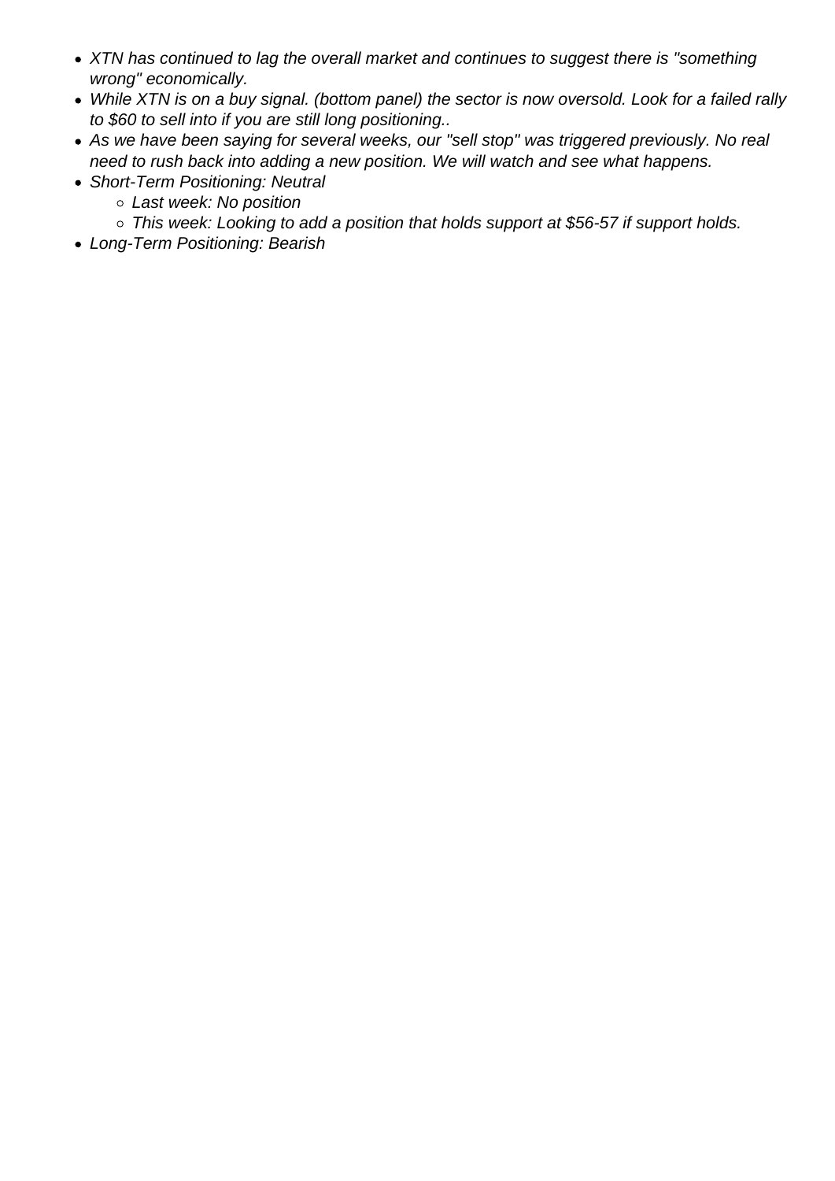- *XTN has continued to lag the overall market and continues to suggest there is "something wrong" economically.*
- *While XTN is on a buy signal. (bottom panel) the sector is now oversold. Look for a failed rally to $60 to sell into if you are still long positioning..*
- *As we have been saying for several weeks, our "sell stop" was triggered previously. No real need to rush back into adding a new position. We will watch and see what happens.*
- *Short-Term Positioning: Neutral*
  - *Last week: No position*
  - *This week: Looking to add a position that holds support at $56-57 if support holds.*
- *Long-Term Positioning: Bearish*